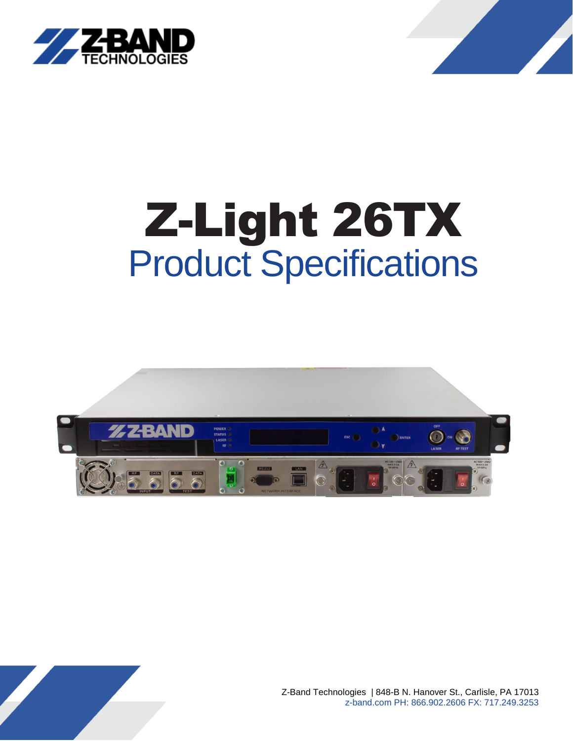# Z-Light 26TX

## Product Specifications

Z-Band Technologies | 848-B N. Hanover St., Carlisle, PA 17013
z-band.com PH: 866.902.2606 FX: 717.249.3253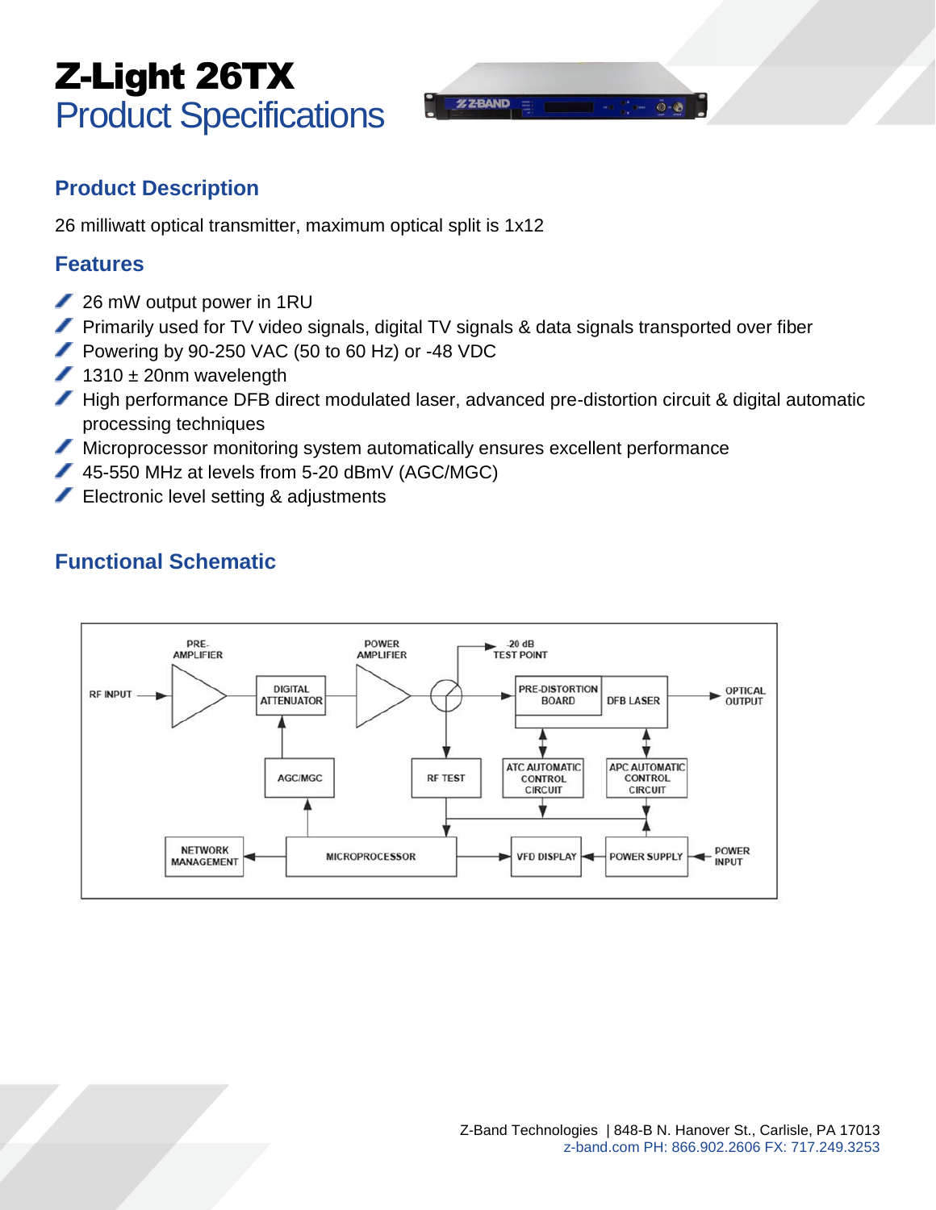# Z-Light 26TX
## Product Specifications

### Product Description

26 milliwatt optical transmitter, maximum optical split is 1x12

### Features

- 26 mW output power in 1RU
- Primarily used for TV video signals, digital TV signals & data signals transported over fiber
- Powering by 90-250 VAC (50 to 60 Hz) or -48 VDC
- 1310 ± 20nm wavelength
- High performance DFB direct modulated laser, advanced pre-distortion circuit & digital automatic processing techniques
- Microprocessor monitoring system automatically ensures excellent performance
- 45-550 MHz at levels from 5-20 dBmV (AGC/MGC)
- Electronic level setting & adjustments

### Functional Schematic

Z-Band Technologies | 848-B N. Hanover St., Carlisle, PA 17013
z-band.com PH: 866.902.2606 FX: 717.249.3253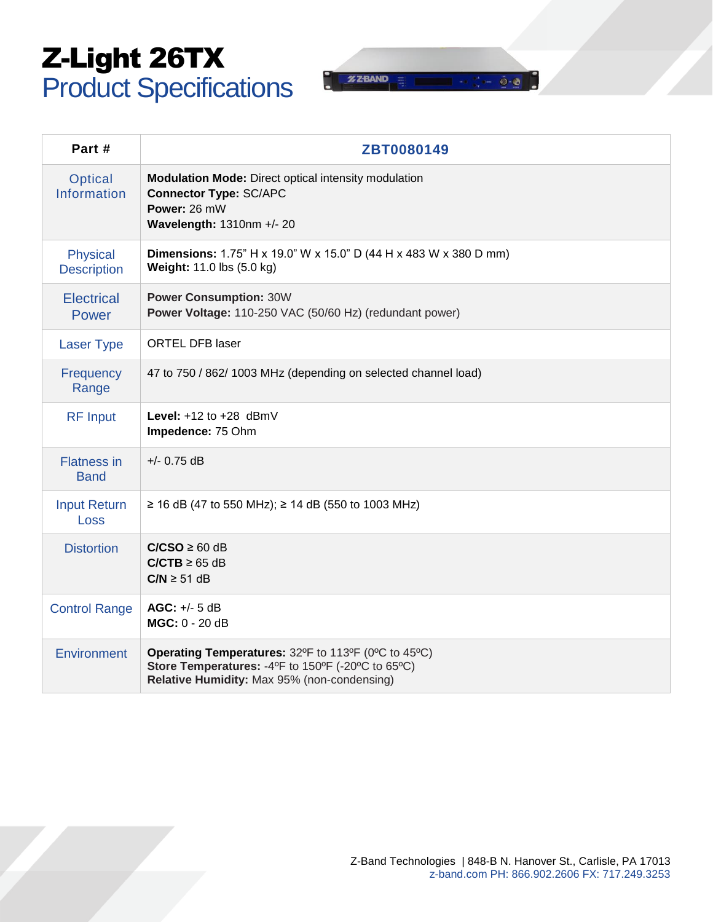# Z-Light 26TX

## Product Specifications

| Part # | ZBT0080149 |
|---|---|
| Optical Information | **Modulation Mode:** Direct optical intensity modulation<br>**Connector Type:** SC/APC<br>**Power:** 26 mW<br>**Wavelength:** 1310nm +/- 20 |
| Physical Description | **Dimensions:** 1.75” H x 19.0” W x 15.0” D (44 H x 483 W x 380 D mm)<br>**Weight:** 11.0 lbs (5.0 kg) |
| Electrical Power | **Power Consumption:** 30W<br>**Power Voltage:** 110-250 VAC (50/60 Hz) (redundant power) |
| Laser Type | ORTEL DFB laser |
| Frequency Range | 47 to 750 / 862/ 1003 MHz (depending on selected channel load) |
| RF Input | **Level:** +12 to +28 dBmV<br>**Impedence:** 75 Ohm |
| Flatness in Band | +/- 0.75 dB |
| Input Return Loss | ≥ 16 dB (47 to 550 MHz); ≥ 14 dB (550 to 1003 MHz) |
| Distortion | **C/CSO** ≥ 60 dB<br>**C/CTB** ≥ 65 dB<br>**C/N** ≥ 51 dB |
| Control Range | **AGC:** +/- 5 dB<br>**MGC:** 0 - 20 dB |
| Environment | **Operating Temperatures:** 32ºF to 113ºF (0ºC to 45ºC)<br>**Store Temperatures:** -4ºF to 150ºF (-20ºC to 65ºC)<br>**Relative Humidity:** Max 95% (non-condensing) |

Z-Band Technologies | 848-B N. Hanover St., Carlisle, PA 17013
z-band.com PH: 866.902.2606 FX: 717.249.3253